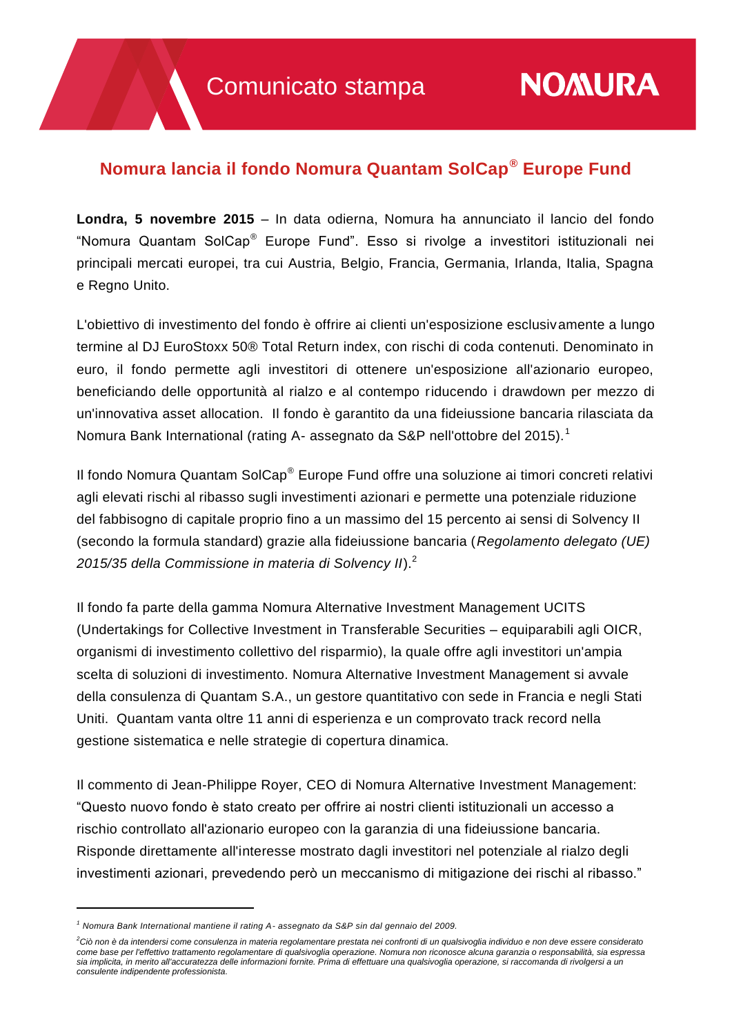Comunicato stampa

NOMURA

# Nomura lancia il fondo Nomura Quantam SolCap® Europe Fund

**Londra, 5 novembre 2015** – In data odierna, Nomura ha annunciato il lancio del fondo "Nomura Quantam SolCap® Europe Fund". Esso si rivolge a investitori istituzionali nei principali mercati europei, tra cui Austria, Belgio, Francia, Germania, Irlanda, Italia, Spagna e Regno Unito.

L'obiettivo di investimento del fondo è offrire ai clienti un'esposizione esclusivamente a lungo termine al DJ EuroStoxx 50® Total Return index, con rischi di coda contenuti. Denominato in euro, il fondo permette agli investitori di ottenere un'esposizione all'azionario europeo, beneficiando delle opportunità al rialzo e al contempo riducendo i drawdown per mezzo di un'innovativa asset allocation. Il fondo è garantito da una fideiussione bancaria rilasciata da Nomura Bank International (rating A- assegnato da S&P nell'ottobre del 2015).[1]

Il fondo Nomura Quantam SolCap® Europe Fund offre una soluzione ai timori concreti relativi agli elevati rischi al ribasso sugli investimenti azionari e permette una potenziale riduzione del fabbisogno di capitale proprio fino a un massimo del 15 percento ai sensi di Solvency II (secondo la formula standard) grazie alla fideiussione bancaria (*Regolamento delegato (UE) 2015/35 della Commissione in materia di Solvency II*).[2]

Il fondo fa parte della gamma Nomura Alternative Investment Management UCITS (Undertakings for Collective Investment in Transferable Securities – equiparabili agli OICR, organismi di investimento collettivo del risparmio), la quale offre agli investitori un'ampia scelta di soluzioni di investimento. Nomura Alternative Investment Management si avvale della consulenza di Quantam S.A., un gestore quantitativo con sede in Francia e negli Stati Uniti. Quantam vanta oltre 11 anni di esperienza e un comprovato track record nella gestione sistematica e nelle strategie di copertura dinamica.

Il commento di Jean-Philippe Royer, CEO di Nomura Alternative Investment Management: "Questo nuovo fondo è stato creato per offrire ai nostri clienti istituzionali un accesso a rischio controllato all'azionario europeo con la garanzia di una fideiussione bancaria. Risponde direttamente all'interesse mostrato dagli investitori nel potenziale al rialzo degli investimenti azionari, prevedendo però un meccanismo di mitigazione dei rischi al ribasso."

---

*[1] Nomura Bank International mantiene il rating A- assegnato da S&P sin dal gennaio del 2009.*

*[2] Ciò non è da intendersi come consulenza in materia regolamentare prestata nei confronti di un qualsivoglia individuo e non deve essere considerato come base per l'effettivo trattamento regolamentare di qualsivoglia operazione. Nomura non riconosce alcuna garanzia o responsabilità, sia espressa sia implicita, in merito all'accuratezza delle informazioni fornite. Prima di effettuare una qualsivoglia operazione, si raccomanda di rivolgersi a un consulente indipendente professionista.*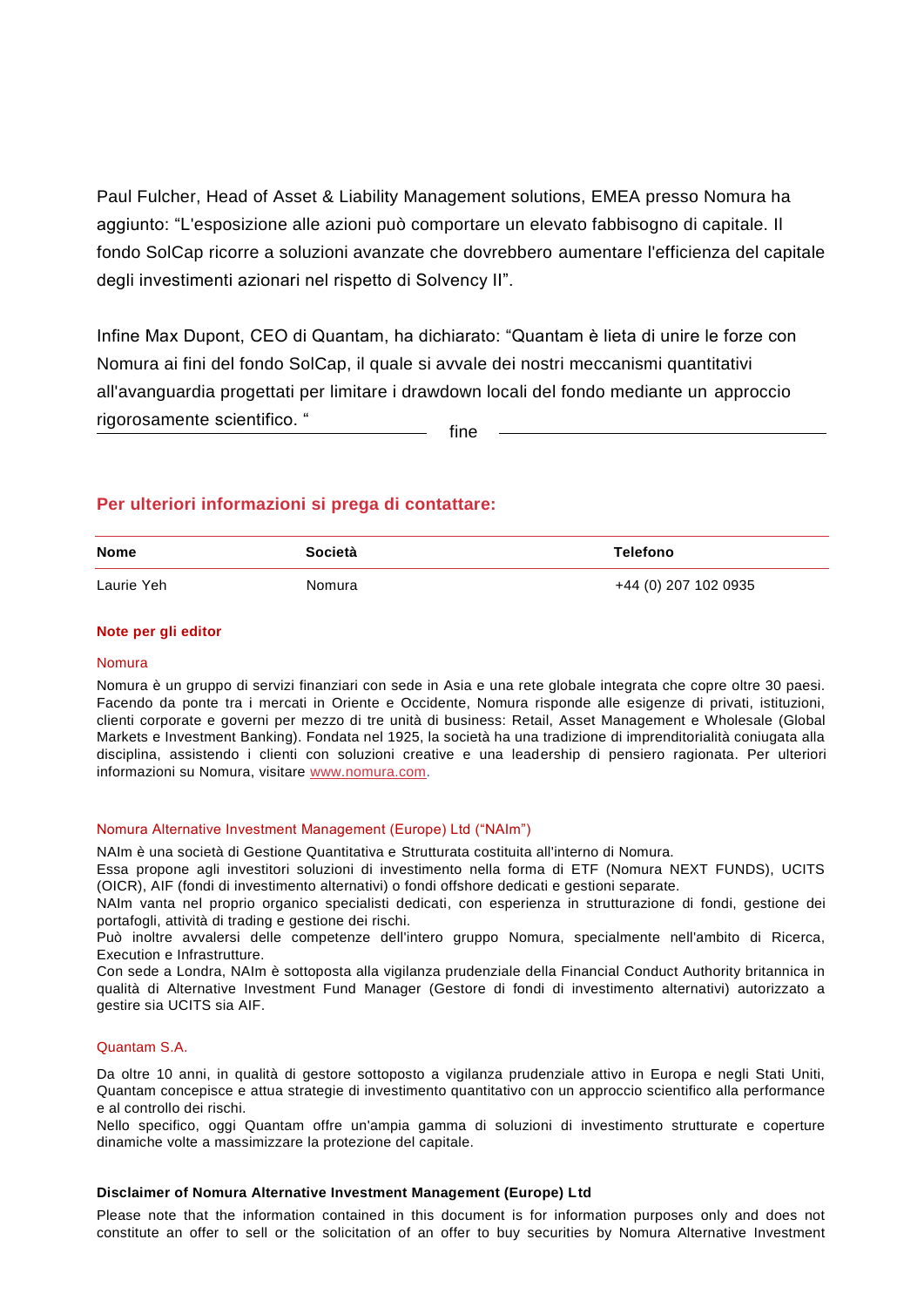Paul Fulcher, Head of Asset & Liability Management solutions, EMEA presso Nomura ha aggiunto: "L'esposizione alle azioni può comportare un elevato fabbisogno di capitale. Il fondo SolCap ricorre a soluzioni avanzate che dovrebbero aumentare l'efficienza del capitale degli investimenti azionari nel rispetto di Solvency II".

Infine Max Dupont, CEO di Quantam, ha dichiarato: "Quantam è lieta di unire le forze con Nomura ai fini del fondo SolCap, il quale si avvale dei nostri meccanismi quantitativi all'avanguardia progettati per limitare i drawdown locali del fondo mediante un approccio rigorosamente scientifico. "

fine

## Per ulteriori informazioni si prega di contattare:

| Nome | Società | Telefono |
|---|---|---|
| Laurie Yeh | Nomura | +44 (0) 207 102 0935 |

### Note per gli editor

**Nomura**

Nomura è un gruppo di servizi finanziari con sede in Asia e una rete globale integrata che copre oltre 30 paesi. Facendo da ponte tra i mercati in Oriente e Occidente, Nomura risponde alle esigenze di privati, istituzioni, clienti corporate e governi per mezzo di tre unità di business: Retail, Asset Management e Wholesale (Global Markets e Investment Banking). Fondata nel 1925, la società ha una tradizione di imprenditorialità coniugata alla disciplina, assistendo i clienti con soluzioni creative e una leadership di pensiero ragionata. Per ulteriori informazioni su Nomura, visitare www.nomura.com.

**Nomura Alternative Investment Management (Europe) Ltd ("NAIm")**

NAIm è una società di Gestione Quantitativa e Strutturata costituita all'interno di Nomura.
Essa propone agli investitori soluzioni di investimento nella forma di ETF (Nomura NEXT FUNDS), UCITS (OICR), AIF (fondi di investimento alternativi) o fondi offshore dedicati e gestioni separate.
NAIm vanta nel proprio organico specialisti dedicati, con esperienza in strutturazione di fondi, gestione dei portafogli, attività di trading e gestione dei rischi.
Può inoltre avvalersi delle competenze dell'intero gruppo Nomura, specialmente nell'ambito di Ricerca, Execution e Infrastrutture.
Con sede a Londra, NAIm è sottoposta alla vigilanza prudenziale della Financial Conduct Authority britannica in qualità di Alternative Investment Fund Manager (Gestore di fondi di investimento alternativi) autorizzato a gestire sia UCITS sia AIF.

**Quantam S.A.**

Da oltre 10 anni, in qualità di gestore sottoposto a vigilanza prudenziale attivo in Europa e negli Stati Uniti, Quantam concepisce e attua strategie di investimento quantitativo con un approccio scientifico alla performance e al controllo dei rischi.
Nello specifico, oggi Quantam offre un'ampia gamma di soluzioni di investimento strutturate e coperture dinamiche volte a massimizzare la protezione del capitale.

### Disclaimer of Nomura Alternative Investment Management (Europe) Ltd

Please note that the information contained in this document is for information purposes only and does not constitute an offer to sell or the solicitation of an offer to buy securities by Nomura Alternative Investment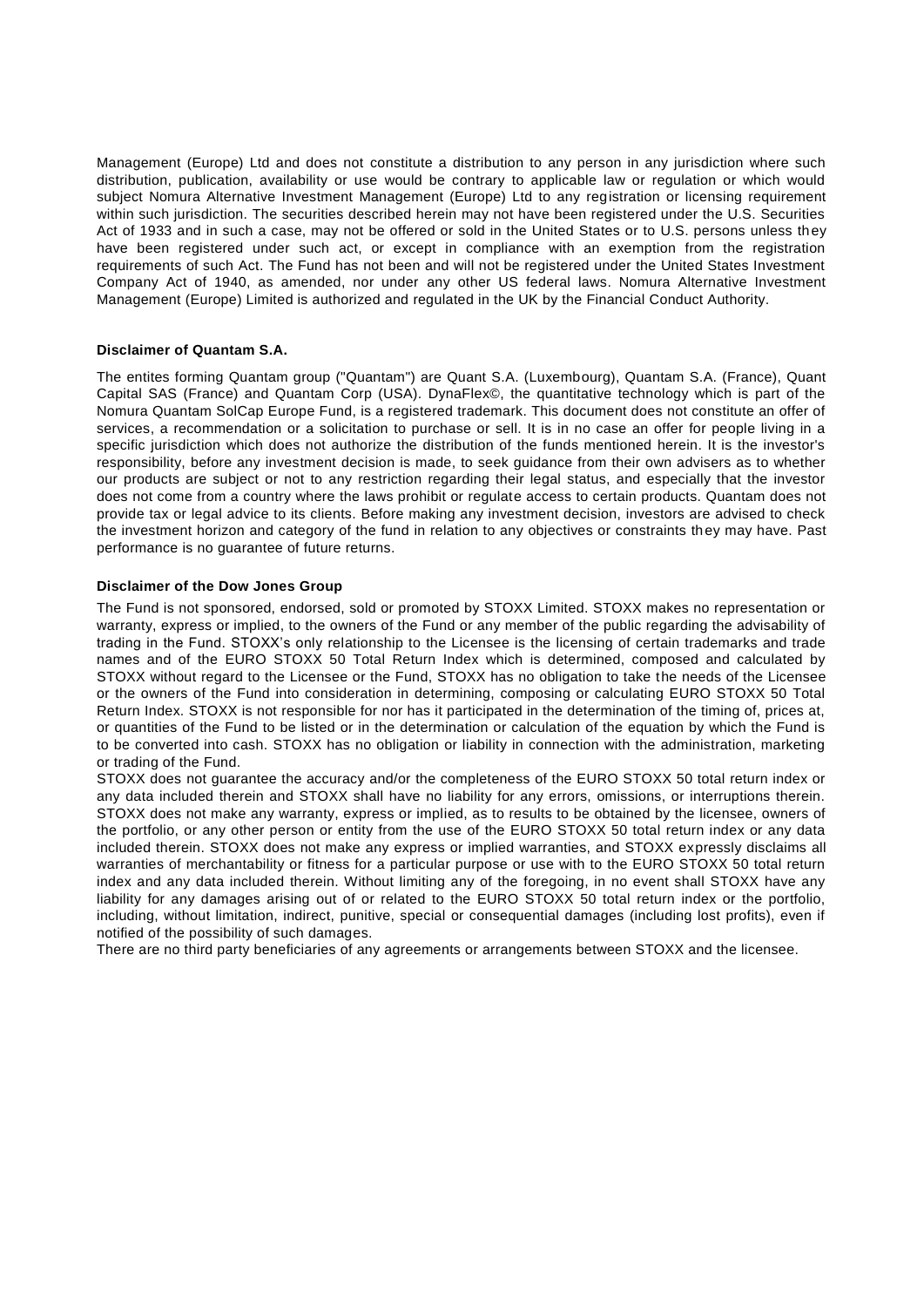Management (Europe) Ltd and does not constitute a distribution to any person in any jurisdiction where such distribution, publication, availability or use would be contrary to applicable law or regulation or which would subject Nomura Alternative Investment Management (Europe) Ltd to any registration or licensing requirement within such jurisdiction. The securities described herein may not have been registered under the U.S. Securities Act of 1933 and in such a case, may not be offered or sold in the United States or to U.S. persons unless they have been registered under such act, or except in compliance with an exemption from the registration requirements of such Act. The Fund has not been and will not be registered under the United States Investment Company Act of 1940, as amended, nor under any other US federal laws. Nomura Alternative Investment Management (Europe) Limited is authorized and regulated in the UK by the Financial Conduct Authority.

**Disclaimer of Quantam S.A.**

The entites forming Quantam group ("Quantam") are Quant S.A. (Luxembourg), Quantam S.A. (France), Quant Capital SAS (France) and Quantam Corp (USA). DynaFlex©, the quantitative technology which is part of the Nomura Quantam SolCap Europe Fund, is a registered trademark. This document does not constitute an offer of services, a recommendation or a solicitation to purchase or sell. It is in no case an offer for people living in a specific jurisdiction which does not authorize the distribution of the funds mentioned herein. It is the investor's responsibility, before any investment decision is made, to seek guidance from their own advisers as to whether our products are subject or not to any restriction regarding their legal status, and especially that the investor does not come from a country where the laws prohibit or regulate access to certain products. Quantam does not provide tax or legal advice to its clients. Before making any investment decision, investors are advised to check the investment horizon and category of the fund in relation to any objectives or constraints they may have. Past performance is no guarantee of future returns.

**Disclaimer of the Dow Jones Group**

The Fund is not sponsored, endorsed, sold or promoted by STOXX Limited. STOXX makes no representation or warranty, express or implied, to the owners of the Fund or any member of the public regarding the advisability of trading in the Fund. STOXX's only relationship to the Licensee is the licensing of certain trademarks and trade names and of the EURO STOXX 50 Total Return Index which is determined, composed and calculated by STOXX without regard to the Licensee or the Fund, STOXX has no obligation to take the needs of the Licensee or the owners of the Fund into consideration in determining, composing or calculating EURO STOXX 50 Total Return Index. STOXX is not responsible for nor has it participated in the determination of the timing of, prices at, or quantities of the Fund to be listed or in the determination or calculation of the equation by which the Fund is to be converted into cash. STOXX has no obligation or liability in connection with the administration, marketing or trading of the Fund.

STOXX does not guarantee the accuracy and/or the completeness of the EURO STOXX 50 total return index or any data included therein and STOXX shall have no liability for any errors, omissions, or interruptions therein. STOXX does not make any warranty, express or implied, as to results to be obtained by the licensee, owners of the portfolio, or any other person or entity from the use of the EURO STOXX 50 total return index or any data included therein. STOXX does not make any express or implied warranties, and STOXX expressly disclaims all warranties of merchantability or fitness for a particular purpose or use with to the EURO STOXX 50 total return index and any data included therein. Without limiting any of the foregoing, in no event shall STOXX have any liability for any damages arising out of or related to the EURO STOXX 50 total return index or the portfolio, including, without limitation, indirect, punitive, special or consequential damages (including lost profits), even if notified of the possibility of such damages.

There are no third party beneficiaries of any agreements or arrangements between STOXX and the licensee.